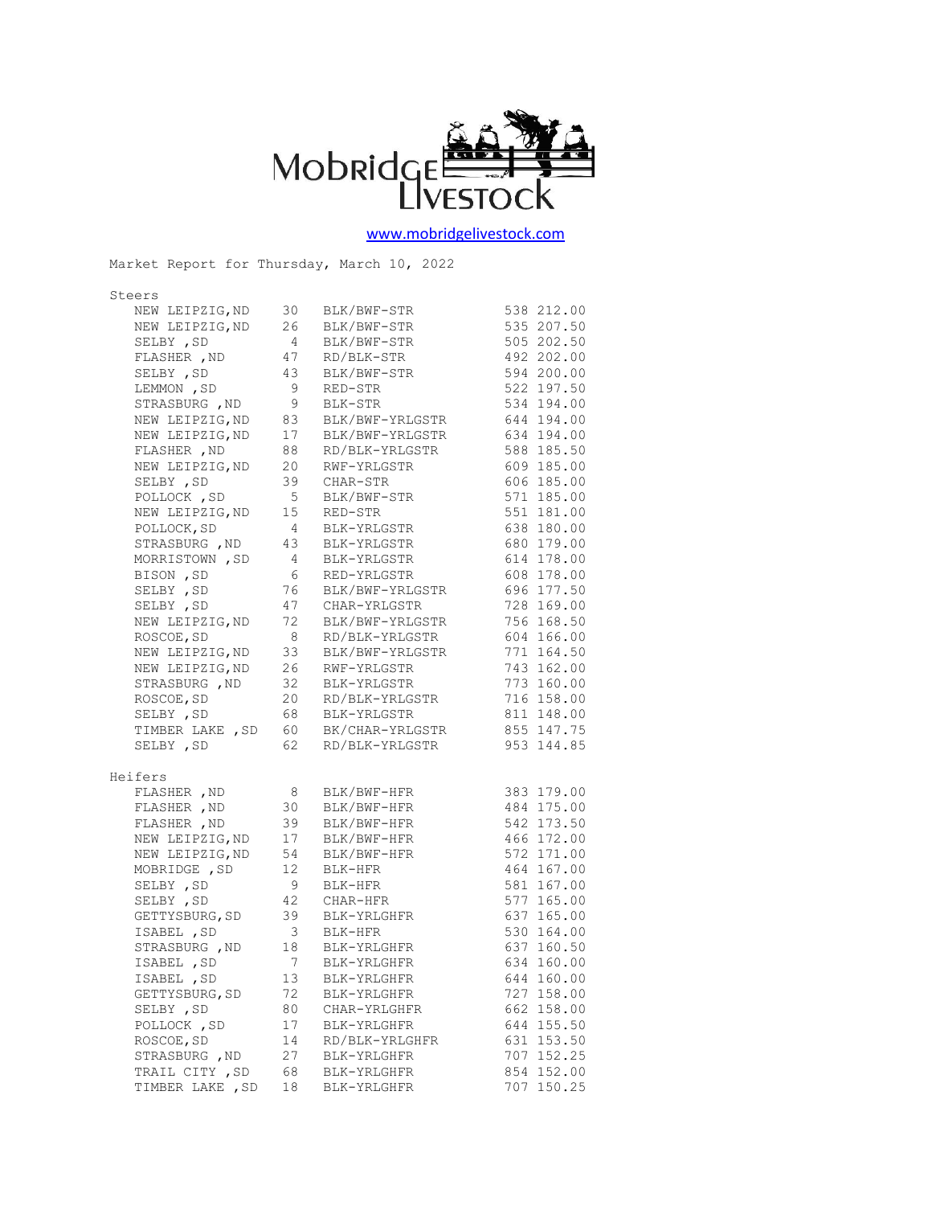Mobridge Livestock

www.mobridgelivestock.com

Market Report for Thursday, March 10, 2022

## Steers

| Location | Head | Description | Weight | Price |
|---|---|---|---|---|
| NEW LEIPZIG,ND | 30 | BLK/BWF-STR | 538 | 212.00 |
| NEW LEIPZIG,ND | 26 | BLK/BWF-STR | 535 | 207.50 |
| SELBY ,SD | 4 | BLK/BWF-STR | 505 | 202.50 |
| FLASHER ,ND | 47 | RD/BLK-STR | 492 | 202.00 |
| SELBY ,SD | 43 | BLK/BWF-STR | 594 | 200.00 |
| LEMMON ,SD | 9 | RED-STR | 522 | 197.50 |
| STRASBURG ,ND | 9 | BLK-STR | 534 | 194.00 |
| NEW LEIPZIG,ND | 83 | BLK/BWF-YRLGSTR | 644 | 194.00 |
| NEW LEIPZIG,ND | 17 | BLK/BWF-YRLGSTR | 634 | 194.00 |
| FLASHER ,ND | 88 | RD/BLK-YRLGSTR | 588 | 185.50 |
| NEW LEIPZIG,ND | 20 | RWF-YRLGSTR | 609 | 185.00 |
| SELBY ,SD | 39 | CHAR-STR | 606 | 185.00 |
| POLLOCK ,SD | 5 | BLK/BWF-STR | 571 | 185.00 |
| NEW LEIPZIG,ND | 15 | RED-STR | 551 | 181.00 |
| POLLOCK,SD | 4 | BLK-YRLGSTR | 638 | 180.00 |
| STRASBURG ,ND | 43 | BLK-YRLGSTR | 680 | 179.00 |
| MORRISTOWN ,SD | 4 | BLK-YRLGSTR | 614 | 178.00 |
| BISON ,SD | 6 | RED-YRLGSTR | 608 | 178.00 |
| SELBY ,SD | 76 | BLK/BWF-YRLGSTR | 696 | 177.50 |
| SELBY ,SD | 47 | CHAR-YRLGSTR | 728 | 169.00 |
| NEW LEIPZIG,ND | 72 | BLK/BWF-YRLGSTR | 756 | 168.50 |
| ROSCOE,SD | 8 | RD/BLK-YRLGSTR | 604 | 166.00 |
| NEW LEIPZIG,ND | 33 | BLK/BWF-YRLGSTR | 771 | 164.50 |
| NEW LEIPZIG,ND | 26 | RWF-YRLGSTR | 743 | 162.00 |
| STRASBURG ,ND | 32 | BLK-YRLGSTR | 773 | 160.00 |
| ROSCOE,SD | 20 | RD/BLK-YRLGSTR | 716 | 158.00 |
| SELBY ,SD | 68 | BLK-YRLGSTR | 811 | 148.00 |
| TIMBER LAKE ,SD | 60 | BK/CHAR-YRLGSTR | 855 | 147.75 |
| SELBY ,SD | 62 | RD/BLK-YRLGSTR | 953 | 144.85 |

## Heifers

| Location | Head | Description | Weight | Price |
|---|---|---|---|---|
| FLASHER ,ND | 8 | BLK/BWF-HFR | 383 | 179.00 |
| FLASHER ,ND | 30 | BLK/BWF-HFR | 484 | 175.00 |
| FLASHER ,ND | 39 | BLK/BWF-HFR | 542 | 173.50 |
| NEW LEIPZIG,ND | 17 | BLK/BWF-HFR | 466 | 172.00 |
| NEW LEIPZIG,ND | 54 | BLK/BWF-HFR | 572 | 171.00 |
| MOBRIDGE ,SD | 12 | BLK-HFR | 464 | 167.00 |
| SELBY ,SD | 9 | BLK-HFR | 581 | 167.00 |
| SELBY ,SD | 42 | CHAR-HFR | 577 | 165.00 |
| GETTYSBURG,SD | 39 | BLK-YRLGHFR | 637 | 165.00 |
| ISABEL ,SD | 3 | BLK-HFR | 530 | 164.00 |
| STRASBURG ,ND | 18 | BLK-YRLGHFR | 637 | 160.50 |
| ISABEL ,SD | 7 | BLK-YRLGHFR | 634 | 160.00 |
| ISABEL ,SD | 13 | BLK-YRLGHFR | 644 | 160.00 |
| GETTYSBURG,SD | 72 | BLK-YRLGHFR | 727 | 158.00 |
| SELBY ,SD | 80 | CHAR-YRLGHFR | 662 | 158.00 |
| POLLOCK ,SD | 17 | BLK-YRLGHFR | 644 | 155.50 |
| ROSCOE,SD | 14 | RD/BLK-YRLGHFR | 631 | 153.50 |
| STRASBURG ,ND | 27 | BLK-YRLGHFR | 707 | 152.25 |
| TRAIL CITY ,SD | 68 | BLK-YRLGHFR | 854 | 152.00 |
| TIMBER LAKE ,SD | 18 | BLK-YRLGHFR | 707 | 150.25 |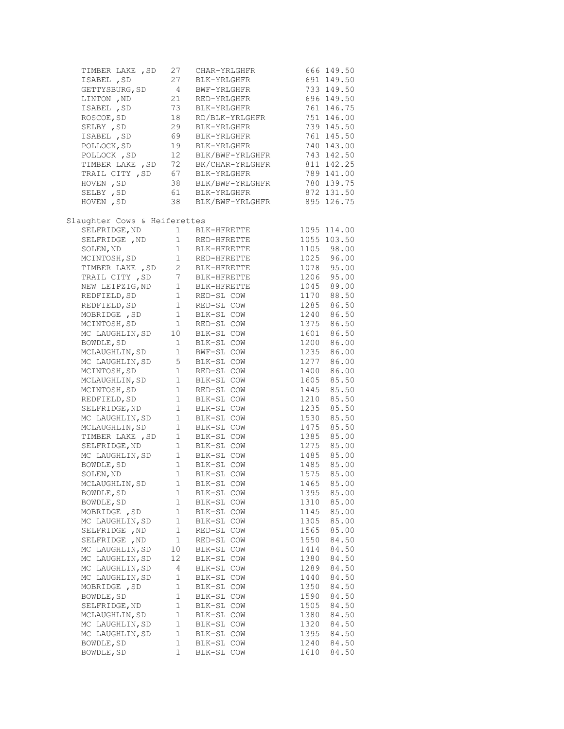| Location | Head | Description | Weight | Price |
|---|---|---|---|---|
| TIMBER LAKE ,SD | 27 | CHAR-YRLGHFR | 666 | 149.50 |
| ISABEL ,SD | 27 | BLK-YRLGHFR | 691 | 149.50 |
| GETTYSBURG,SD | 4 | BWF-YRLGHFR | 733 | 149.50 |
| LINTON ,ND | 21 | RED-YRLGHFR | 696 | 149.50 |
| ISABEL ,SD | 73 | BLK-YRLGHFR | 761 | 146.75 |
| ROSCOE,SD | 18 | RD/BLK-YRLGHFR | 751 | 146.00 |
| SELBY ,SD | 29 | BLK-YRLGHFR | 739 | 145.50 |
| ISABEL ,SD | 69 | BLK-YRLGHFR | 761 | 145.50 |
| POLLOCK,SD | 19 | BLK-YRLGHFR | 740 | 143.00 |
| POLLOCK ,SD | 12 | BLK/BWF-YRLGHFR | 743 | 142.50 |
| TIMBER LAKE ,SD | 72 | BK/CHAR-YRLGHFR | 811 | 142.25 |
| TRAIL CITY ,SD | 67 | BLK-YRLGHFR | 789 | 141.00 |
| HOVEN ,SD | 38 | BLK/BWF-YRLGHFR | 780 | 139.75 |
| SELBY ,SD | 61 | BLK-YRLGHFR | 872 | 131.50 |
| HOVEN ,SD | 38 | BLK/BWF-YRLGHFR | 895 | 126.75 |

Slaughter Cows & Heiferettes

| Location | Head | Description | Weight | Price |
|---|---|---|---|---|
| SELFRIDGE,ND | 1 | BLK-HFRETTE | 1095 | 114.00 |
| SELFRIDGE ,ND | 1 | RED-HFRETTE | 1055 | 103.50 |
| SOLEN,ND | 1 | BLK-HFRETTE | 1105 | 98.00 |
| MCINTOSH,SD | 1 | RED-HFRETTE | 1025 | 96.00 |
| TIMBER LAKE ,SD | 2 | BLK-HFRETTE | 1078 | 95.00 |
| TRAIL CITY ,SD | 7 | BLK-HFRETTE | 1206 | 95.00 |
| NEW LEIPZIG,ND | 1 | BLK-HFRETTE | 1045 | 89.00 |
| REDFIELD,SD | 1 | RED-SL COW | 1170 | 88.50 |
| REDFIELD,SD | 1 | RED-SL COW | 1285 | 86.50 |
| MOBRIDGE ,SD | 1 | BLK-SL COW | 1240 | 86.50 |
| MCINTOSH,SD | 1 | RED-SL COW | 1375 | 86.50 |
| MC LAUGHLIN,SD | 10 | BLK-SL COW | 1601 | 86.50 |
| BOWDLE,SD | 1 | BLK-SL COW | 1200 | 86.00 |
| MCLAUGHLIN,SD | 1 | BWF-SL COW | 1235 | 86.00 |
| MC LAUGHLIN,SD | 5 | BLK-SL COW | 1277 | 86.00 |
| MCINTOSH,SD | 1 | RED-SL COW | 1400 | 86.00 |
| MCLAUGHLIN,SD | 1 | BLK-SL COW | 1605 | 85.50 |
| MCINTOSH,SD | 1 | RED-SL COW | 1445 | 85.50 |
| REDFIELD,SD | 1 | BLK-SL COW | 1210 | 85.50 |
| SELFRIDGE,ND | 1 | BLK-SL COW | 1235 | 85.50 |
| MC LAUGHLIN,SD | 1 | BLK-SL COW | 1530 | 85.50 |
| MCLAUGHLIN,SD | 1 | BLK-SL COW | 1475 | 85.50 |
| TIMBER LAKE ,SD | 1 | BLK-SL COW | 1385 | 85.00 |
| SELFRIDGE,ND | 1 | BLK-SL COW | 1275 | 85.00 |
| MC LAUGHLIN,SD | 1 | BLK-SL COW | 1485 | 85.00 |
| BOWDLE,SD | 1 | BLK-SL COW | 1485 | 85.00 |
| SOLEN,ND | 1 | BLK-SL COW | 1575 | 85.00 |
| MCLAUGHLIN,SD | 1 | BLK-SL COW | 1465 | 85.00 |
| BOWDLE,SD | 1 | BLK-SL COW | 1395 | 85.00 |
| BOWDLE,SD | 1 | BLK-SL COW | 1310 | 85.00 |
| MOBRIDGE ,SD | 1 | BLK-SL COW | 1145 | 85.00 |
| MC LAUGHLIN,SD | 1 | BLK-SL COW | 1305 | 85.00 |
| SELFRIDGE ,ND | 1 | RED-SL COW | 1565 | 85.00 |
| SELFRIDGE ,ND | 1 | RED-SL COW | 1550 | 84.50 |
| MC LAUGHLIN,SD | 10 | BLK-SL COW | 1414 | 84.50 |
| MC LAUGHLIN,SD | 12 | BLK-SL COW | 1380 | 84.50 |
| MC LAUGHLIN,SD | 4 | BLK-SL COW | 1289 | 84.50 |
| MC LAUGHLIN,SD | 1 | BLK-SL COW | 1440 | 84.50 |
| MOBRIDGE ,SD | 1 | BLK-SL COW | 1350 | 84.50 |
| BOWDLE,SD | 1 | BLK-SL COW | 1590 | 84.50 |
| SELFRIDGE,ND | 1 | BLK-SL COW | 1505 | 84.50 |
| MCLAUGHLIN,SD | 1 | BLK-SL COW | 1380 | 84.50 |
| MC LAUGHLIN,SD | 1 | BLK-SL COW | 1320 | 84.50 |
| MC LAUGHLIN,SD | 1 | BLK-SL COW | 1395 | 84.50 |
| BOWDLE,SD | 1 | BLK-SL COW | 1240 | 84.50 |
| BOWDLE,SD | 1 | BLK-SL COW | 1610 | 84.50 |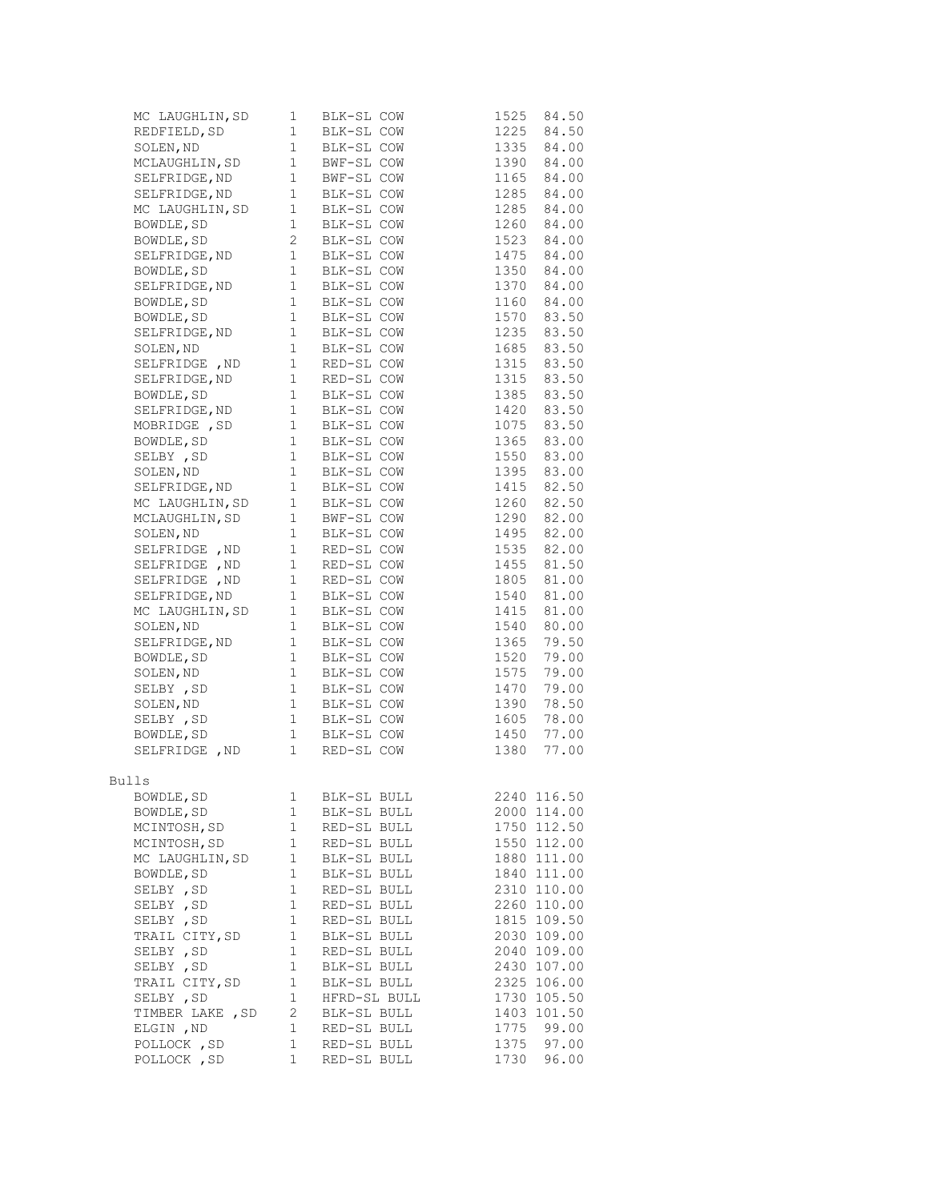| | | | | |
|---|---|---|---|---|
| MC LAUGHLIN,SD | 1 | BLK-SL COW | 1525 | 84.50 |
| REDFIELD,SD | 1 | BLK-SL COW | 1225 | 84.50 |
| SOLEN,ND | 1 | BLK-SL COW | 1335 | 84.00 |
| MCLAUGHLIN,SD | 1 | BWF-SL COW | 1390 | 84.00 |
| SELFRIDGE,ND | 1 | BWF-SL COW | 1165 | 84.00 |
| SELFRIDGE,ND | 1 | BLK-SL COW | 1285 | 84.00 |
| MC LAUGHLIN,SD | 1 | BLK-SL COW | 1285 | 84.00 |
| BOWDLE,SD | 1 | BLK-SL COW | 1260 | 84.00 |
| BOWDLE,SD | 2 | BLK-SL COW | 1523 | 84.00 |
| SELFRIDGE,ND | 1 | BLK-SL COW | 1475 | 84.00 |
| BOWDLE,SD | 1 | BLK-SL COW | 1350 | 84.00 |
| SELFRIDGE,ND | 1 | BLK-SL COW | 1370 | 84.00 |
| BOWDLE,SD | 1 | BLK-SL COW | 1160 | 84.00 |
| BOWDLE,SD | 1 | BLK-SL COW | 1570 | 83.50 |
| SELFRIDGE,ND | 1 | BLK-SL COW | 1235 | 83.50 |
| SOLEN,ND | 1 | BLK-SL COW | 1685 | 83.50 |
| SELFRIDGE ,ND | 1 | RED-SL COW | 1315 | 83.50 |
| SELFRIDGE,ND | 1 | RED-SL COW | 1315 | 83.50 |
| BOWDLE,SD | 1 | BLK-SL COW | 1385 | 83.50 |
| SELFRIDGE,ND | 1 | BLK-SL COW | 1420 | 83.50 |
| MOBRIDGE ,SD | 1 | BLK-SL COW | 1075 | 83.50 |
| BOWDLE,SD | 1 | BLK-SL COW | 1365 | 83.00 |
| SELBY ,SD | 1 | BLK-SL COW | 1550 | 83.00 |
| SOLEN,ND | 1 | BLK-SL COW | 1395 | 83.00 |
| SELFRIDGE,ND | 1 | BLK-SL COW | 1415 | 82.50 |
| MC LAUGHLIN,SD | 1 | BLK-SL COW | 1260 | 82.50 |
| MCLAUGHLIN,SD | 1 | BWF-SL COW | 1290 | 82.00 |
| SOLEN,ND | 1 | BLK-SL COW | 1495 | 82.00 |
| SELFRIDGE ,ND | 1 | RED-SL COW | 1535 | 82.00 |
| SELFRIDGE ,ND | 1 | RED-SL COW | 1455 | 81.50 |
| SELFRIDGE ,ND | 1 | RED-SL COW | 1805 | 81.00 |
| SELFRIDGE,ND | 1 | BLK-SL COW | 1540 | 81.00 |
| MC LAUGHLIN,SD | 1 | BLK-SL COW | 1415 | 81.00 |
| SOLEN,ND | 1 | BLK-SL COW | 1540 | 80.00 |
| SELFRIDGE,ND | 1 | BLK-SL COW | 1365 | 79.50 |
| BOWDLE,SD | 1 | BLK-SL COW | 1520 | 79.00 |
| SOLEN,ND | 1 | BLK-SL COW | 1575 | 79.00 |
| SELBY ,SD | 1 | BLK-SL COW | 1470 | 79.00 |
| SOLEN,ND | 1 | BLK-SL COW | 1390 | 78.50 |
| SELBY ,SD | 1 | BLK-SL COW | 1605 | 78.00 |
| BOWDLE,SD | 1 | BLK-SL COW | 1450 | 77.00 |
| SELFRIDGE ,ND | 1 | RED-SL COW | 1380 | 77.00 |

Bulls

| | | | | |
|---|---|---|---|---|
| BOWDLE,SD | 1 | BLK-SL BULL | 2240 | 116.50 |
| BOWDLE,SD | 1 | BLK-SL BULL | 2000 | 114.00 |
| MCINTOSH,SD | 1 | RED-SL BULL | 1750 | 112.50 |
| MCINTOSH,SD | 1 | RED-SL BULL | 1550 | 112.00 |
| MC LAUGHLIN,SD | 1 | BLK-SL BULL | 1880 | 111.00 |
| BOWDLE,SD | 1 | BLK-SL BULL | 1840 | 111.00 |
| SELBY ,SD | 1 | RED-SL BULL | 2310 | 110.00 |
| SELBY ,SD | 1 | RED-SL BULL | 2260 | 110.00 |
| SELBY ,SD | 1 | RED-SL BULL | 1815 | 109.50 |
| TRAIL CITY,SD | 1 | BLK-SL BULL | 2030 | 109.00 |
| SELBY ,SD | 1 | RED-SL BULL | 2040 | 109.00 |
| SELBY ,SD | 1 | BLK-SL BULL | 2430 | 107.00 |
| TRAIL CITY,SD | 1 | BLK-SL BULL | 2325 | 106.00 |
| SELBY ,SD | 1 | HFRD-SL BULL | 1730 | 105.50 |
| TIMBER LAKE ,SD | 2 | BLK-SL BULL | 1403 | 101.50 |
| ELGIN ,ND | 1 | RED-SL BULL | 1775 | 99.00 |
| POLLOCK ,SD | 1 | RED-SL BULL | 1375 | 97.00 |
| POLLOCK ,SD | 1 | RED-SL BULL | 1730 | 96.00 |